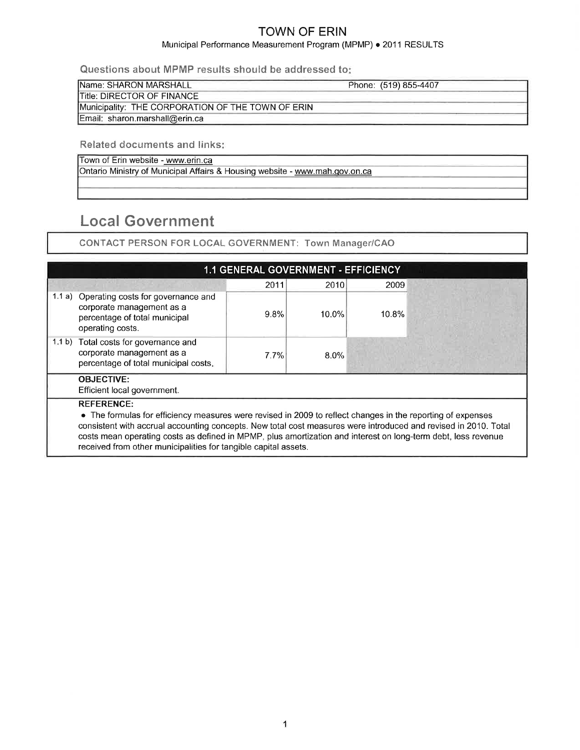# TOWN OF ERIN

Municipal Performance Measurement Program (MPMP) • 2011 RESULTS

**Questions about MPMP results should be addressed to:**

| Name: SHARON MARSHALL | Phone: (519) 855-4407 |
|---|---|
| Title: DIRECTOR OF FINANCE | |
| Municipality: THE CORPORATION OF THE TOWN OF ERIN | |
| Email: sharon.marshall@erin.ca | |

**Related documents and links:**

| |
|---|
| Town of Erin website - www.erin.ca |
| Ontario Ministry of Municipal Affairs & Housing website - www.mah.gov.on.ca |
| |
| |

## Local Government

CONTACT PERSON FOR LOCAL GOVERNMENT: Town Manager/CAO

### 1.1 GENERAL GOVERNMENT - EFFICIENCY

| | 2011 | 2010 | 2009 |
|---|---|---|---|
| 1.1 a) Operating costs for governance and corporate management as a percentage of total municipal operating costs. | 9.8% | 10.0% | 10.8% |
| 1.1 b) Total costs for governance and corporate management as a percentage of total municipal costs. | 7.7% | 8.0% | |

**OBJECTIVE:**
Efficient local government.

**REFERENCE:**

- The formulas for efficiency measures were revised in 2009 to reflect changes in the reporting of expenses consistent with accrual accounting concepts. New total cost measures were introduced and revised in 2010. Total costs mean operating costs as defined in MPMP, plus amortization and interest on long-term debt, less revenue received from other municipalities for tangible capital assets.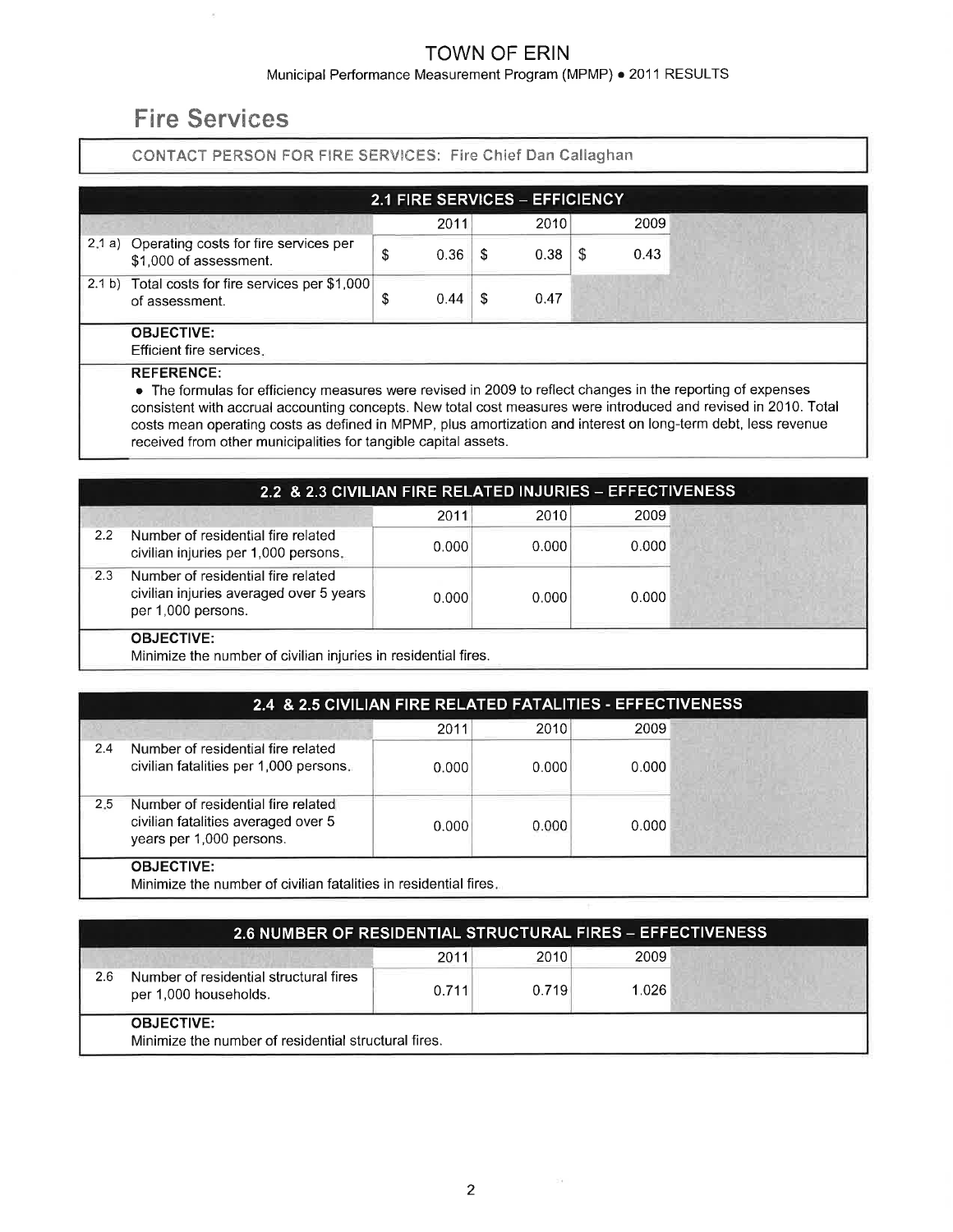# TOWN OF ERIN

Municipal Performance Measurement Program (MPMP) • 2011 RESULTS

## Fire Services

CONTACT PERSON FOR FIRE SERVICES: Fire Chief Dan Callaghan

### 2.1 FIRE SERVICES – EFFICIENCY

| | | 2011 | 2010 | 2009 |
|---|---|---|---|---|
| 2.1 a) | Operating costs for fire services per $1,000 of assessment. | $ 0.36 | $ 0.38 | $ 0.43 |
| 2.1 b) | Total costs for fire services per $1,000 of assessment. | $ 0.44 | $ 0.47 | |

**OBJECTIVE:**
Efficient fire services.

**REFERENCE:**

- The formulas for efficiency measures were revised in 2009 to reflect changes in the reporting of expenses consistent with accrual accounting concepts. New total cost measures were introduced and revised in 2010. Total costs mean operating costs as defined in MPMP, plus amortization and interest on long-term debt, less revenue received from other municipalities for tangible capital assets.

### 2.2 & 2.3 CIVILIAN FIRE RELATED INJURIES – EFFECTIVENESS

| | | 2011 | 2010 | 2009 |
|---|---|---|---|---|
| 2.2 | Number of residential fire related civilian injuries per 1,000 persons. | 0.000 | 0.000 | 0.000 |
| 2.3 | Number of residential fire related civilian injuries averaged over 5 years per 1,000 persons. | 0.000 | 0.000 | 0.000 |

**OBJECTIVE:**
Minimize the number of civilian injuries in residential fires.

### 2.4 & 2.5 CIVILIAN FIRE RELATED FATALITIES - EFFECTIVENESS

| | | 2011 | 2010 | 2009 |
|---|---|---|---|---|
| 2.4 | Number of residential fire related civilian fatalities per 1,000 persons. | 0.000 | 0.000 | 0.000 |
| 2.5 | Number of residential fire related civilian fatalities averaged over 5 years per 1,000 persons. | 0.000 | 0.000 | 0.000 |

**OBJECTIVE:**
Minimize the number of civilian fatalities in residential fires.

### 2.6 NUMBER OF RESIDENTIAL STRUCTURAL FIRES – EFFECTIVENESS

| | | 2011 | 2010 | 2009 |
|---|---|---|---|---|
| 2.6 | Number of residential structural fires per 1,000 households. | 0.711 | 0.719 | 1.026 |

**OBJECTIVE:**
Minimize the number of residential structural fires.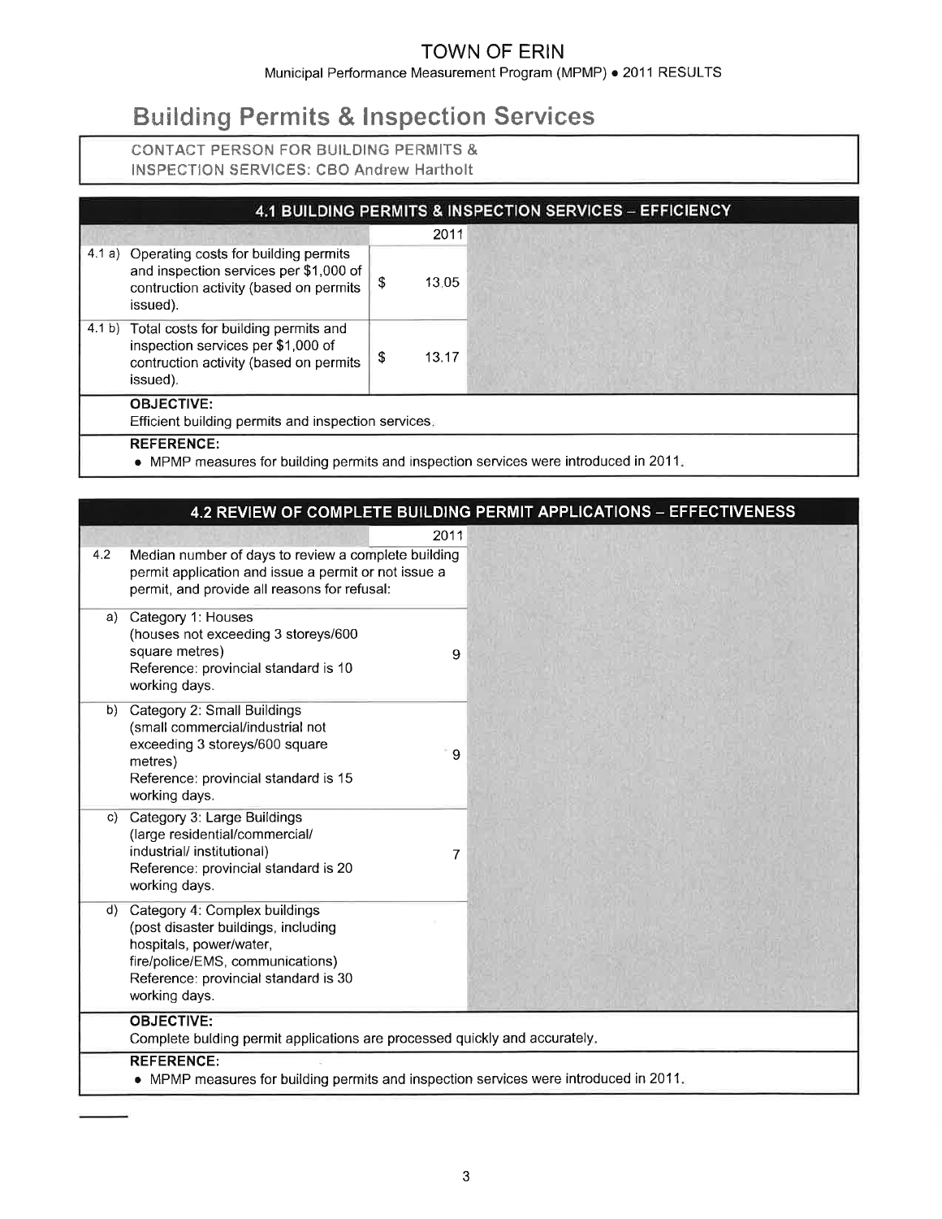# Building Permits & Inspection Services

CONTACT PERSON FOR BUILDING PERMITS & INSPECTION SERVICES: CBO Andrew Hartholt

## 4.1 BUILDING PERMITS & INSPECTION SERVICES – EFFICIENCY

| | | 2011 |
|---|---|---|
| 4.1 a) | Operating costs for building permits and inspection services per $1,000 of contruction activity (based on permits issued). | $ 13.05 |
| 4.1 b) | Total costs for building permits and inspection services per $1,000 of contruction activity (based on permits issued). | $ 13.17 |

**OBJECTIVE:**
Efficient building permits and inspection services.

**REFERENCE:**
- MPMP measures for building permits and inspection services were introduced in 2011.

## 4.2 REVIEW OF COMPLETE BUILDING PERMIT APPLICATIONS – EFFECTIVENESS

| | | 2011 |
|---|---|---|
| 4.2 | Median number of days to review a complete building permit application and issue a permit or not issue a permit, and provide all reasons for refusal: | |
| a) | Category 1: Houses (houses not exceeding 3 storeys/600 square metres) Reference: provincial standard is 10 working days. | 9 |
| b) | Category 2: Small Buildings (small commercial/industrial not exceeding 3 storeys/600 square metres) Reference: provincial standard is 15 working days. | 9 |
| c) | Category 3: Large Buildings (large residential/commercial/ industrial/ institutional) Reference: provincial standard is 20 working days. | 7 |
| d) | Category 4: Complex buildings (post disaster buildings, including hospitals, power/water, fire/police/EMS, communications) Reference: provincial standard is 30 working days. | |

**OBJECTIVE:**
Complete bulding permit applications are processed quickly and accurately.

**REFERENCE:**
- MPMP measures for building permits and inspection services were introduced in 2011.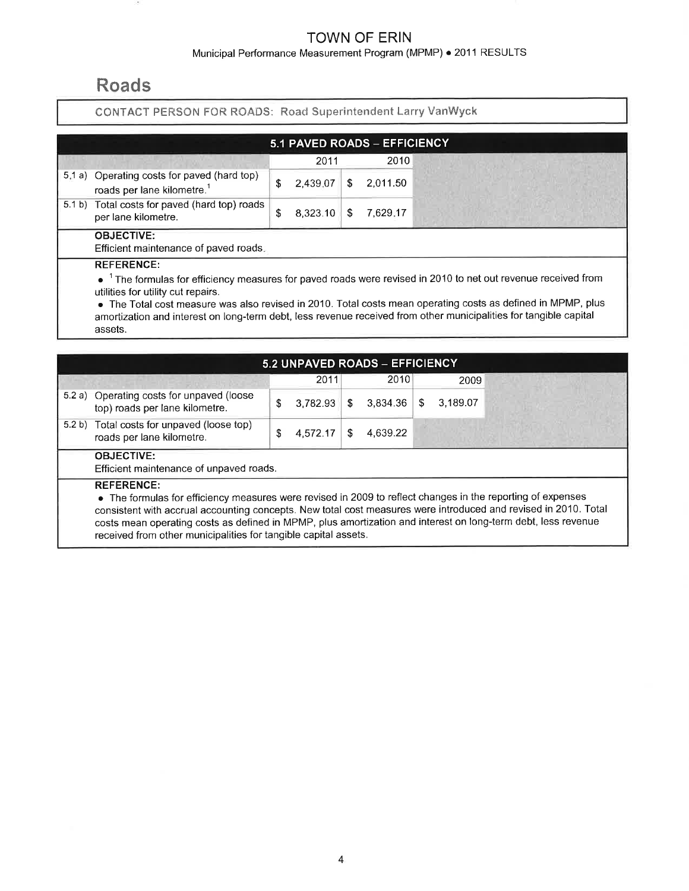# Roads

CONTACT PERSON FOR ROADS: Road Superintendent Larry VanWyck

## 5.1 PAVED ROADS – EFFICIENCY

| | | 2011 | 2010 |
|---|---|---|---|
| 5.1 a) | Operating costs for paved (hard top) roads per lane kilometre.[1] | $ 2,439.07 | $ 2,011.50 |
| 5.1 b) | Total costs for paved (hard top) roads per lane kilometre. | $ 8,323.10 | $ 7,629.17 |

**OBJECTIVE:**
Efficient maintenance of paved roads.

**REFERENCE:**

- [1] The formulas for efficiency measures for paved roads were revised in 2010 to net out revenue received from utilities for utility cut repairs.
- The Total cost measure was also revised in 2010. Total costs mean operating costs as defined in MPMP, plus amortization and interest on long-term debt, less revenue received from other municipalities for tangible capital assets.

## 5.2 UNPAVED ROADS – EFFICIENCY

| | | 2011 | 2010 | 2009 |
|---|---|---|---|---|
| 5.2 a) | Operating costs for unpaved (loose top) roads per lane kilometre. | $ 3,782.93 | $ 3,834.36 | $ 3,189.07 |
| 5.2 b) | Total costs for unpaved (loose top) roads per lane kilometre. | $ 4,572.17 | $ 4,639.22 | |

**OBJECTIVE:**
Efficient maintenance of unpaved roads.

**REFERENCE:**

- The formulas for efficiency measures were revised in 2009 to reflect changes in the reporting of expenses consistent with accrual accounting concepts. New total cost measures were introduced and revised in 2010. Total costs mean operating costs as defined in MPMP, plus amortization and interest on long-term debt, less revenue received from other municipalities for tangible capital assets.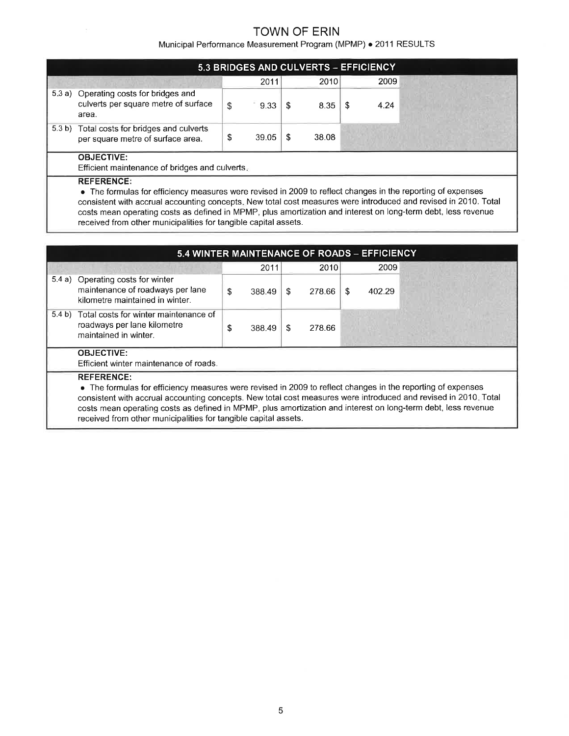# TOWN OF ERIN

Municipal Performance Measurement Program (MPMP) • 2011 RESULTS

## 5.3 BRIDGES AND CULVERTS – EFFICIENCY

| | | 2011 | 2010 | 2009 |
|---|---|---|---|---|
| 5.3 a) | Operating costs for bridges and culverts per square metre of surface area. | $ 9.33 | $ 8.35 | $ 4.24 |
| 5.3 b) | Total costs for bridges and culverts per square metre of surface area. | $ 39.05 | $ 38.08 | |

**OBJECTIVE:**

Efficient maintenance of bridges and culverts.

**REFERENCE:**

- The formulas for efficiency measures were revised in 2009 to reflect changes in the reporting of expenses consistent with accrual accounting concepts. New total cost measures were introduced and revised in 2010. Total costs mean operating costs as defined in MPMP, plus amortization and interest on long-term debt, less revenue received from other municipalities for tangible capital assets.

## 5.4 WINTER MAINTENANCE OF ROADS – EFFICIENCY

| | | 2011 | 2010 | 2009 |
|---|---|---|---|---|
| 5.4 a) | Operating costs for winter maintenance of roadways per lane kilometre maintained in winter. | $ 388.49 | $ 278.66 | $ 402.29 |
| 5.4 b) | Total costs for winter maintenance of roadways per lane kilometre maintained in winter. | $ 388.49 | $ 278.66 | |

**OBJECTIVE:**

Efficient winter maintenance of roads.

**REFERENCE:**

- The formulas for efficiency measures were revised in 2009 to reflect changes in the reporting of expenses consistent with accrual accounting concepts. New total cost measures were introduced and revised in 2010. Total costs mean operating costs as defined in MPMP, plus amortization and interest on long-term debt, less revenue received from other municipalities for tangible capital assets.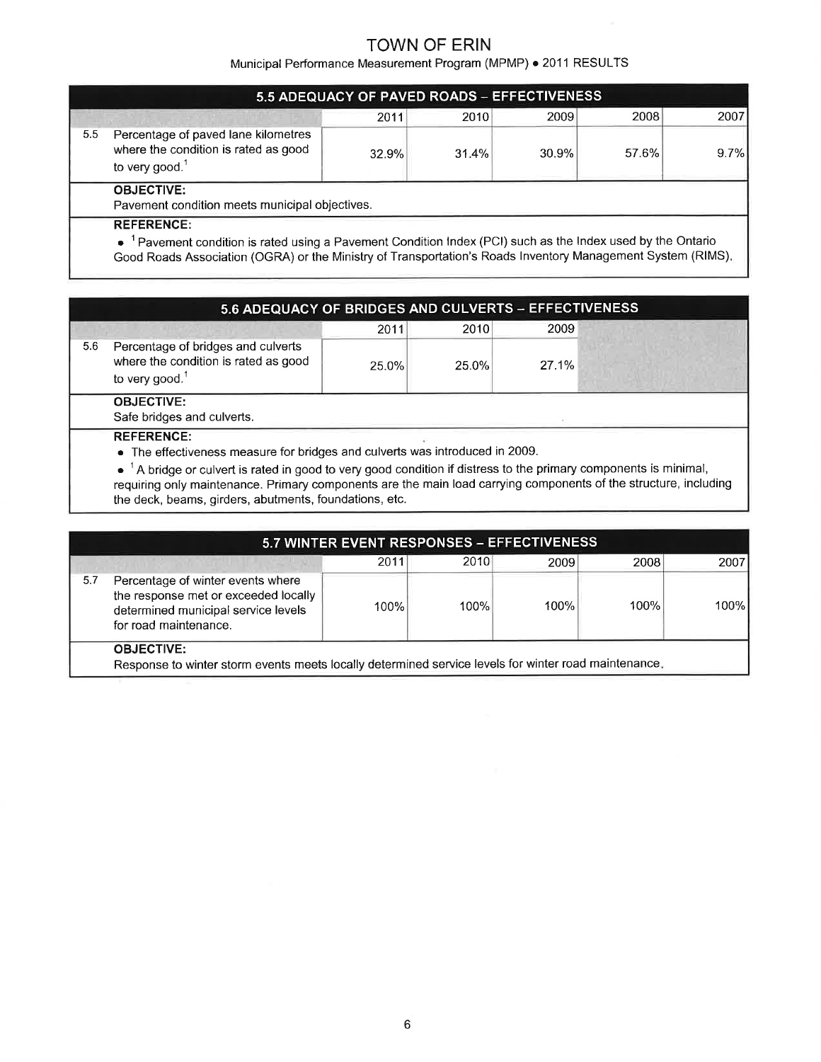# TOWN OF ERIN

Municipal Performance Measurement Program (MPMP) • 2011 RESULTS

## 5.5 ADEQUACY OF PAVED ROADS – EFFECTIVENESS

| | | 2011 | 2010 | 2009 | 2008 | 2007 |
|---|---|---|---|---|---|---|
| 5.5 | Percentage of paved lane kilometres where the condition is rated as good to very good.[1] | 32.9% | 31.4% | 30.9% | 57.6% | 9.7% |

**OBJECTIVE:**
Pavement condition meets municipal objectives.

**REFERENCE:**

- [1] Pavement condition is rated using a Pavement Condition Index (PCI) such as the Index used by the Ontario Good Roads Association (OGRA) or the Ministry of Transportation's Roads Inventory Management System (RIMS).

## 5.6 ADEQUACY OF BRIDGES AND CULVERTS – EFFECTIVENESS

| | | 2011 | 2010 | 2009 |
|---|---|---|---|---|
| 5.6 | Percentage of bridges and culverts where the condition is rated as good to very good.[1] | 25.0% | 25.0% | 27.1% |

**OBJECTIVE:**
Safe bridges and culverts.

**REFERENCE:**

- The effectiveness measure for bridges and culverts was introduced in 2009.
- [1] A bridge or culvert is rated in good to very good condition if distress to the primary components is minimal, requiring only maintenance. Primary components are the main load carrying components of the structure, including the deck, beams, girders, abutments, foundations, etc.

## 5.7 WINTER EVENT RESPONSES – EFFECTIVENESS

| | | 2011 | 2010 | 2009 | 2008 | 2007 |
|---|---|---|---|---|---|---|
| 5.7 | Percentage of winter events where the response met or exceeded locally determined municipal service levels for road maintenance. | 100% | 100% | 100% | 100% | 100% |

**OBJECTIVE:**
Response to winter storm events meets locally determined service levels for winter road maintenance.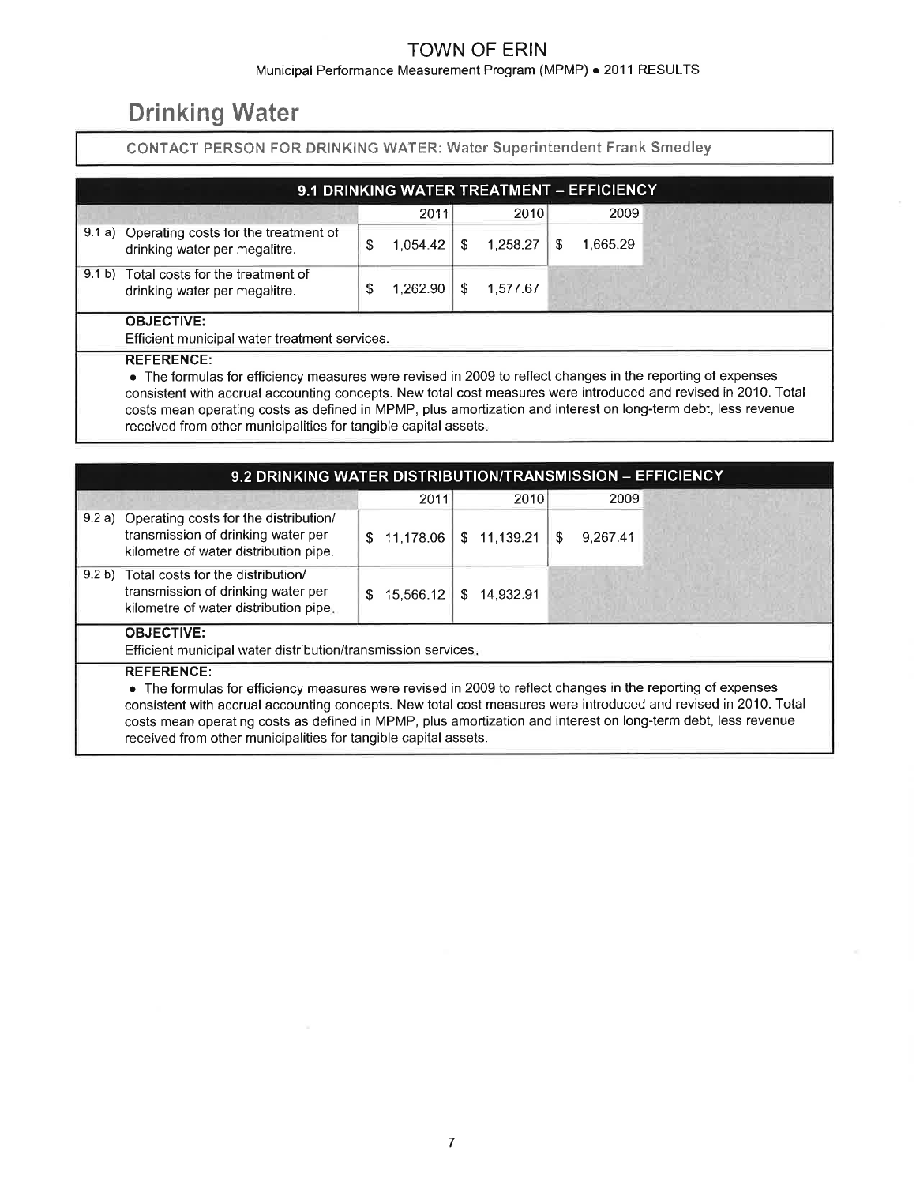# TOWN OF ERIN

Municipal Performance Measurement Program (MPMP) • 2011 RESULTS

## Drinking Water

CONTACT PERSON FOR DRINKING WATER: Water Superintendent Frank Smedley

### 9.1 DRINKING WATER TREATMENT – EFFICIENCY

| | | 2011 | 2010 | 2009 |
|---|---|---|---|---|
| 9.1 a) | Operating costs for the treatment of drinking water per megalitre. | $ 1,054.42 | $ 1,258.27 | $ 1,665.29 |
| 9.1 b) | Total costs for the treatment of drinking water per megalitre. | $ 1,262.90 | $ 1,577.67 | |

**OBJECTIVE:**

Efficient municipal water treatment services.

**REFERENCE:**

- The formulas for efficiency measures were revised in 2009 to reflect changes in the reporting of expenses consistent with accrual accounting concepts. New total cost measures were introduced and revised in 2010. Total costs mean operating costs as defined in MPMP, plus amortization and interest on long-term debt, less revenue received from other municipalities for tangible capital assets.

### 9.2 DRINKING WATER DISTRIBUTION/TRANSMISSION – EFFICIENCY

| | | 2011 | 2010 | 2009 |
|---|---|---|---|---|
| 9.2 a) | Operating costs for the distribution/ transmission of drinking water per kilometre of water distribution pipe. | $ 11,178.06 | $ 11,139.21 | $ 9,267.41 |
| 9.2 b) | Total costs for the distribution/ transmission of drinking water per kilometre of water distribution pipe. | $ 15,566.12 | $ 14,932.91 | |

**OBJECTIVE:**

Efficient municipal water distribution/transmission services.

**REFERENCE:**

- The formulas for efficiency measures were revised in 2009 to reflect changes in the reporting of expenses consistent with accrual accounting concepts. New total cost measures were introduced and revised in 2010. Total costs mean operating costs as defined in MPMP, plus amortization and interest on long-term debt, less revenue received from other municipalities for tangible capital assets.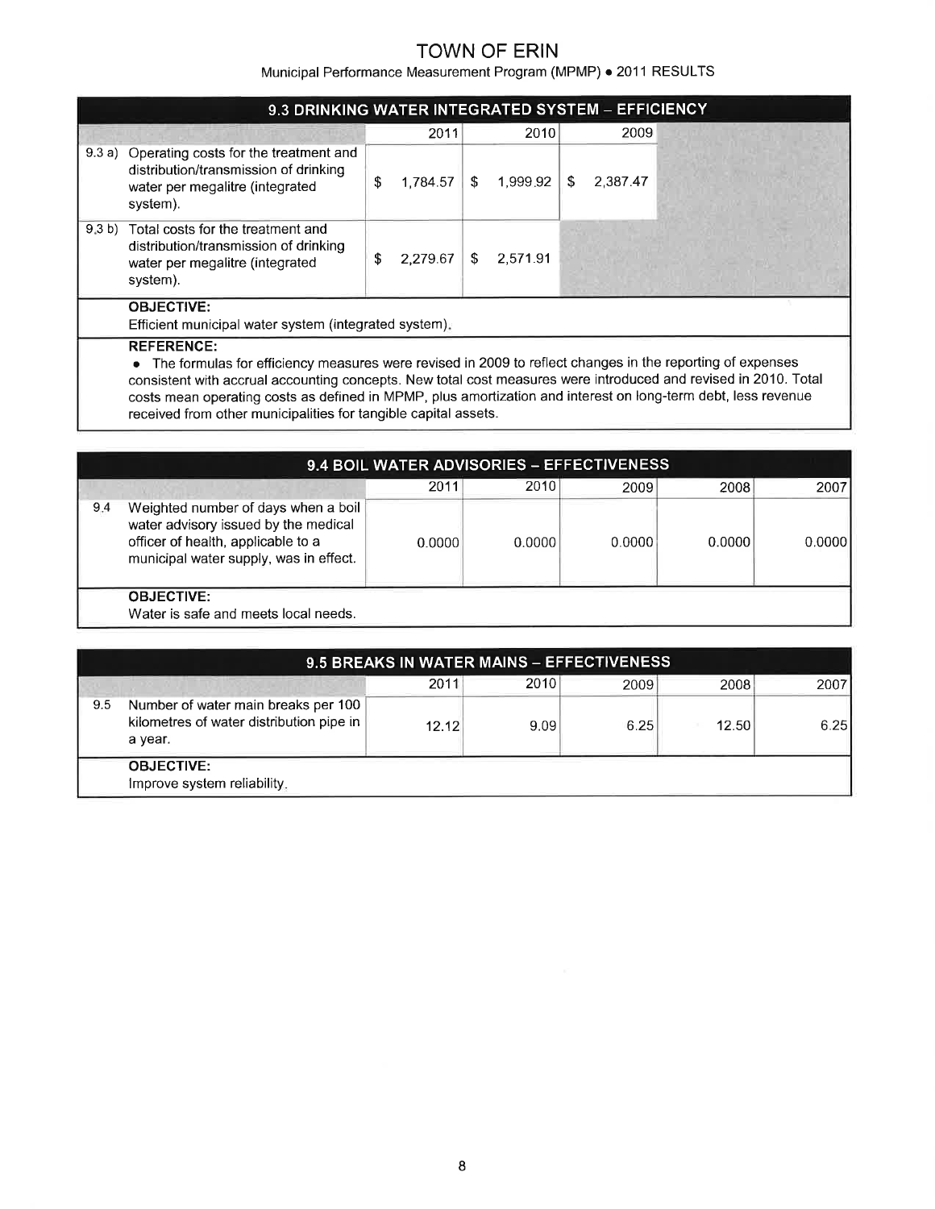# TOWN OF ERIN

Municipal Performance Measurement Program (MPMP) • 2011 RESULTS

## 9.3 DRINKING WATER INTEGRATED SYSTEM – EFFICIENCY

| | | 2011 | 2010 | 2009 |
|---|---|---|---|---|
| 9.3 a) | Operating costs for the treatment and distribution/transmission of drinking water per megalitre (integrated system). | $ 1,784.57 | $ 1,999.92 | $ 2,387.47 |
| 9.3 b) | Total costs for the treatment and distribution/transmission of drinking water per megalitre (integrated system). | $ 2,279.67 | $ 2,571.91 | |

**OBJECTIVE:**
Efficient municipal water system (integrated system).

**REFERENCE:**

- The formulas for efficiency measures were revised in 2009 to reflect changes in the reporting of expenses consistent with accrual accounting concepts. New total cost measures were introduced and revised in 2010. Total costs mean operating costs as defined in MPMP, plus amortization and interest on long-term debt, less revenue received from other municipalities for tangible capital assets.

## 9.4 BOIL WATER ADVISORIES – EFFECTIVENESS

| | | 2011 | 2010 | 2009 | 2008 | 2007 |
|---|---|---|---|---|---|---|
| 9.4 | Weighted number of days when a boil water advisory issued by the medical officer of health, applicable to a municipal water supply, was in effect. | 0.0000 | 0.0000 | 0.0000 | 0.0000 | 0.0000 |

**OBJECTIVE:**
Water is safe and meets local needs.

## 9.5 BREAKS IN WATER MAINS – EFFECTIVENESS

| | | 2011 | 2010 | 2009 | 2008 | 2007 |
|---|---|---|---|---|---|---|
| 9.5 | Number of water main breaks per 100 kilometres of water distribution pipe in a year. | 12.12 | 9.09 | 6.25 | 12.50 | 6.25 |

**OBJECTIVE:**
Improve system reliability.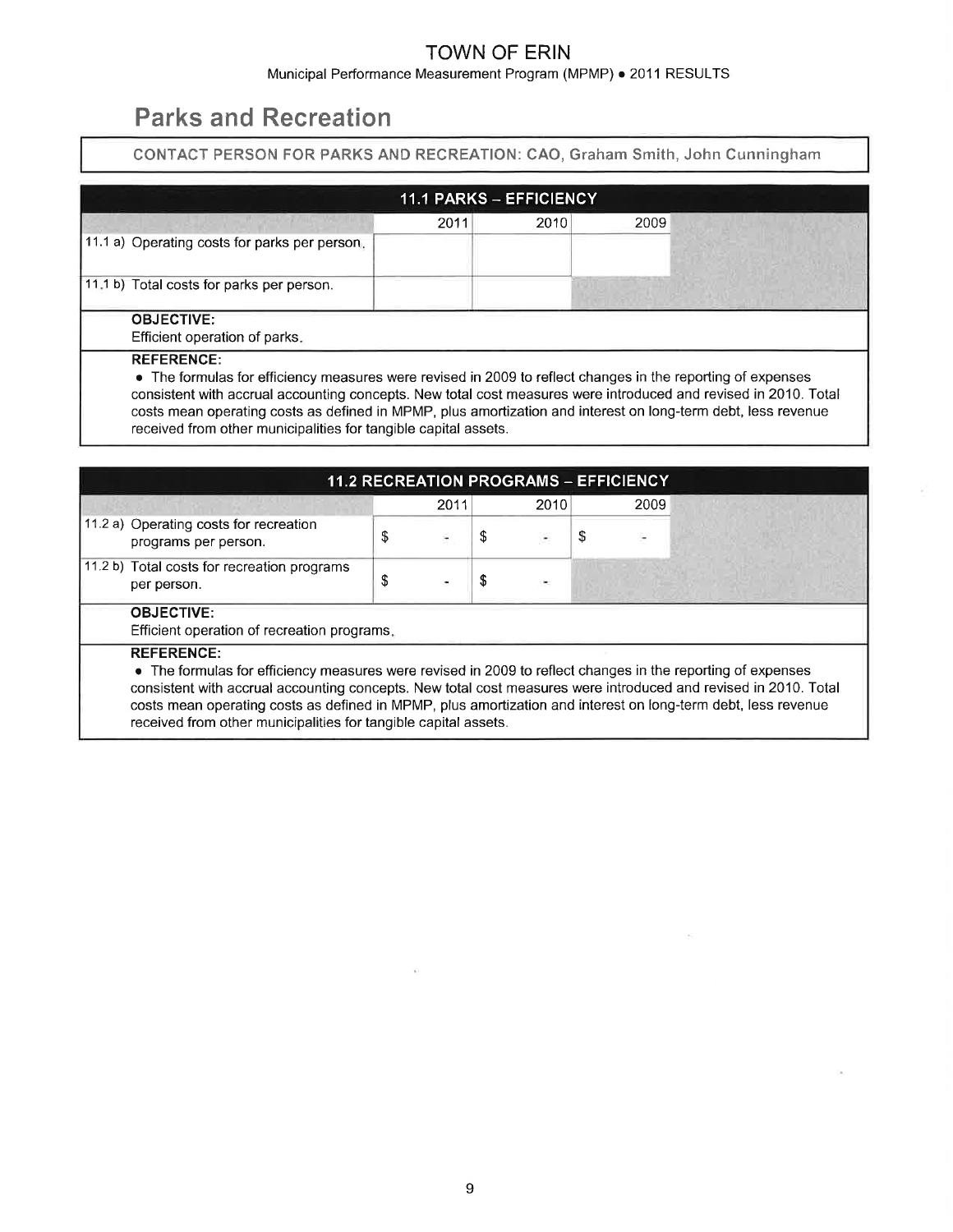# TOWN OF ERIN

Municipal Performance Measurement Program (MPMP) • 2011 RESULTS

## Parks and Recreation

CONTACT PERSON FOR PARKS AND RECREATION: CAO, Graham Smith, John Cunningham

### 11.1 PARKS – EFFICIENCY

| | 2011 | 2010 | 2009 |
|---|---|---|---|
| 11.1 a) Operating costs for parks per person. | | | |
| 11.1 b) Total costs for parks per person. | | | |

**OBJECTIVE:**
Efficient operation of parks.

**REFERENCE:**

- The formulas for efficiency measures were revised in 2009 to reflect changes in the reporting of expenses consistent with accrual accounting concepts. New total cost measures were introduced and revised in 2010. Total costs mean operating costs as defined in MPMP, plus amortization and interest on long-term debt, less revenue received from other municipalities for tangible capital assets.

### 11.2 RECREATION PROGRAMS – EFFICIENCY

| | 2011 | 2010 | 2009 |
|---|---|---|---|
| 11.2 a) Operating costs for recreation programs per person. | $ - | $ - | $ - |
| 11.2 b) Total costs for recreation programs per person. | $ - | $ - | |

**OBJECTIVE:**
Efficient operation of recreation programs.

**REFERENCE:**

- The formulas for efficiency measures were revised in 2009 to reflect changes in the reporting of expenses consistent with accrual accounting concepts. New total cost measures were introduced and revised in 2010. Total costs mean operating costs as defined in MPMP, plus amortization and interest on long-term debt, less revenue received from other municipalities for tangible capital assets.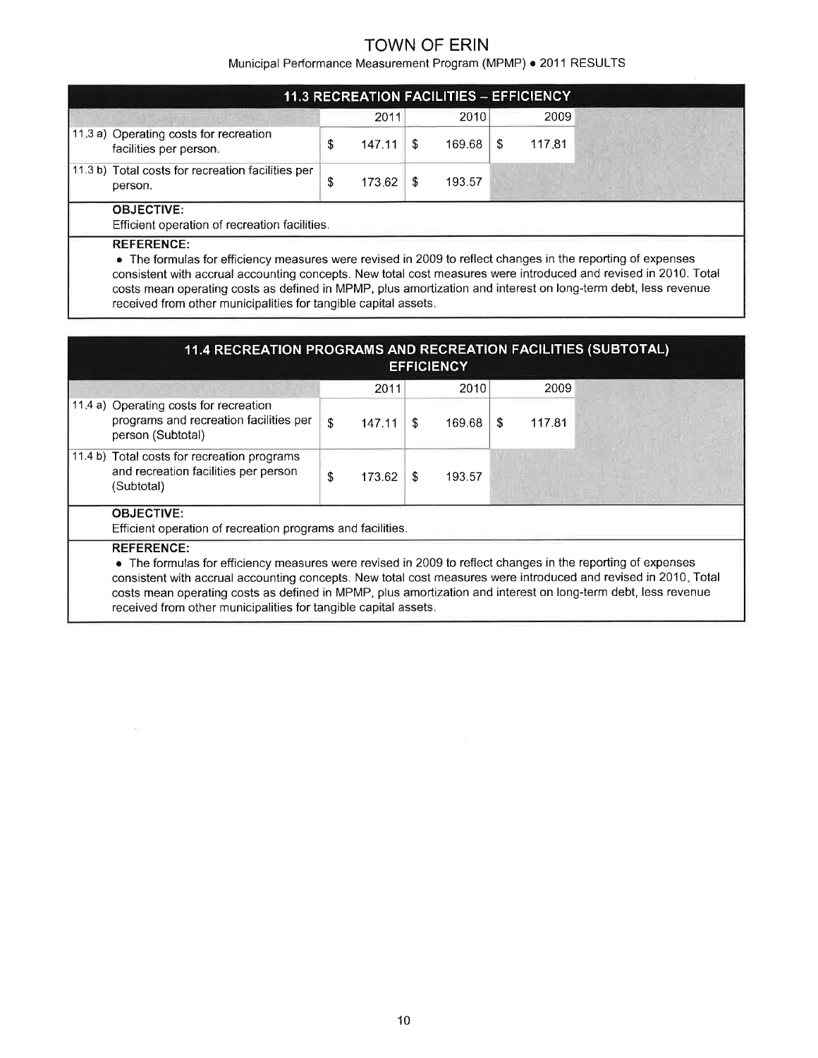# TOWN OF ERIN

Municipal Performance Measurement Program (MPMP) • 2011 RESULTS

## 11.3 RECREATION FACILITIES – EFFICIENCY

| | 2011 | 2010 | 2009 |
|---|---|---|---|
| 11.3 a) Operating costs for recreation facilities per person. | $ 147.11 | $ 169.68 | $ 117.81 |
| 11.3 b) Total costs for recreation facilities per person. | $ 173.62 | $ 193.57 | |

**OBJECTIVE:**
Efficient operation of recreation facilities.

**REFERENCE:**

- The formulas for efficiency measures were revised in 2009 to reflect changes in the reporting of expenses consistent with accrual accounting concepts. New total cost measures were introduced and revised in 2010. Total costs mean operating costs as defined in MPMP, plus amortization and interest on long-term debt, less revenue received from other municipalities for tangible capital assets.

## 11.4 RECREATION PROGRAMS AND RECREATION FACILITIES (SUBTOTAL) EFFICIENCY

| | 2011 | 2010 | 2009 |
|---|---|---|---|
| 11.4 a) Operating costs for recreation programs and recreation facilities per person (Subtotal) | $ 147.11 | $ 169.68 | $ 117.81 |
| 11.4 b) Total costs for recreation programs and recreation facilities per person (Subtotal) | $ 173.62 | $ 193.57 | |

**OBJECTIVE:**
Efficient operation of recreation programs and facilities.

**REFERENCE:**

- The formulas for efficiency measures were revised in 2009 to reflect changes in the reporting of expenses consistent with accrual accounting concepts. New total cost measures were introduced and revised in 2010. Total costs mean operating costs as defined in MPMP, plus amortization and interest on long-term debt, less revenue received from other municipalities for tangible capital assets.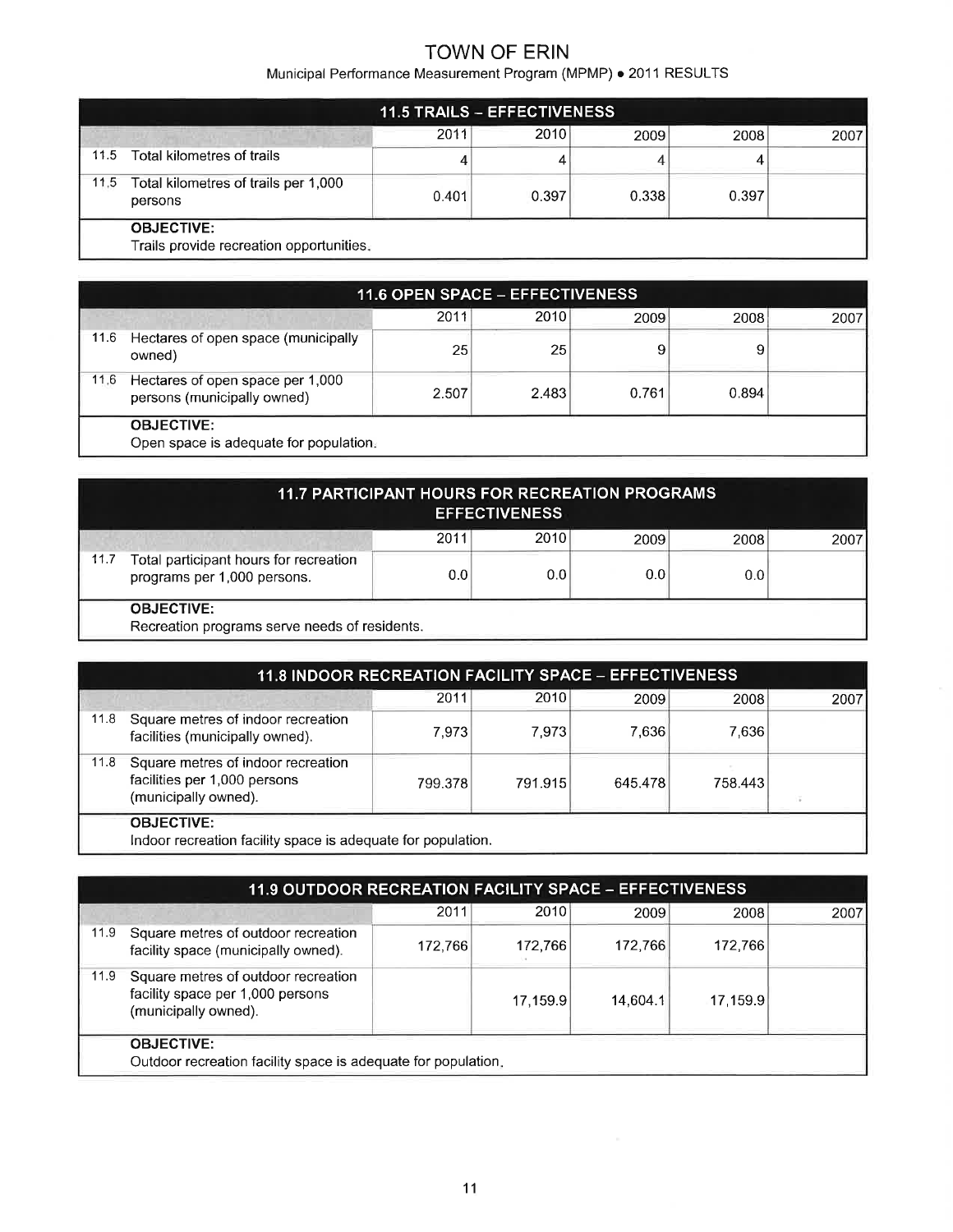# TOWN OF ERIN

Municipal Performance Measurement Program (MPMP) • 2011 RESULTS

| 11.5 TRAILS – EFFECTIVENESS | | | | | | |
|---|---|---|---|---|---|---|
| | | 2011 | 2010 | 2009 | 2008 | 2007 |
| 11.5 | Total kilometres of trails | 4 | 4 | 4 | 4 | |
| 11.5 | Total kilometres of trails per 1,000 persons | 0.401 | 0.397 | 0.338 | 0.397 | |
| | **OBJECTIVE:** Trails provide recreation opportunities. | | | | | |

| 11.6 OPEN SPACE – EFFECTIVENESS | | | | | | |
|---|---|---|---|---|---|---|
| | | 2011 | 2010 | 2009 | 2008 | 2007 |
| 11.6 | Hectares of open space (municipally owned) | 25 | 25 | 9 | 9 | |
| 11.6 | Hectares of open space per 1,000 persons (municipally owned) | 2.507 | 2.483 | 0.761 | 0.894 | |
| | **OBJECTIVE:** Open space is adequate for population. | | | | | |

| 11.7 PARTICIPANT HOURS FOR RECREATION PROGRAMS EFFECTIVENESS | | | | | | |
|---|---|---|---|---|---|---|
| | | 2011 | 2010 | 2009 | 2008 | 2007 |
| 11.7 | Total participant hours for recreation programs per 1,000 persons. | 0.0 | 0.0 | 0.0 | 0.0 | |
| | **OBJECTIVE:** Recreation programs serve needs of residents. | | | | | |

| 11.8 INDOOR RECREATION FACILITY SPACE – EFFECTIVENESS | | | | | | |
|---|---|---|---|---|---|---|
| | | 2011 | 2010 | 2009 | 2008 | 2007 |
| 11.8 | Square metres of indoor recreation facilities (municipally owned). | 7,973 | 7,973 | 7,636 | 7,636 | |
| 11.8 | Square metres of indoor recreation facilities per 1,000 persons (municipally owned). | 799.378 | 791.915 | 645.478 | 758.443 | |
| | **OBJECTIVE:** Indoor recreation facility space is adequate for population. | | | | | |

| 11.9 OUTDOOR RECREATION FACILITY SPACE – EFFECTIVENESS | | | | | | |
|---|---|---|---|---|---|---|
| | | 2011 | 2010 | 2009 | 2008 | 2007 |
| 11.9 | Square metres of outdoor recreation facility space (municipally owned). | 172,766 | 172,766 | 172,766 | 172,766 | |
| 11.9 | Square metres of outdoor recreation facility space per 1,000 persons (municipally owned). | | 17,159.9 | 14,604.1 | 17,159.9 | |
| | **OBJECTIVE:** Outdoor recreation facility space is adequate for population. | | | | | |